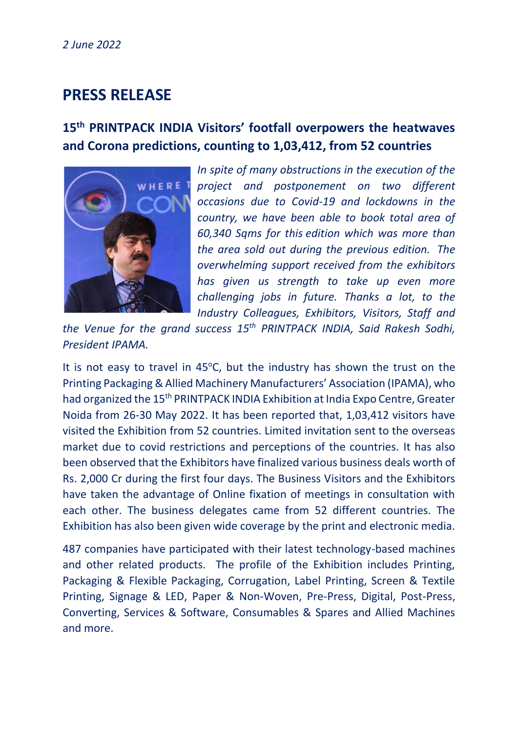*2 June 2022*

# PRESS RELEASE

## 15th PRINTPACK INDIA Visitors' footfall overpowers the heatwaves and Corona predictions, counting to 1,03,412, from 52 countries

*In spite of many obstructions in the execution of the project and postponement on two different occasions due to Covid-19 and lockdowns in the country, we have been able to book total area of 60,340 Sqms for this edition which was more than the area sold out during the previous edition. The overwhelming support received from the exhibitors has given us strength to take up even more challenging jobs in future. Thanks a lot, to the Industry Colleagues, Exhibitors, Visitors, Staff and the Venue for the grand success 15th PRINTPACK INDIA, Said Rakesh Sodhi, President IPAMA.*

It is not easy to travel in 45°C, but the industry has shown the trust on the Printing Packaging & Allied Machinery Manufacturers' Association (IPAMA), who had organized the 15th PRINTPACK INDIA Exhibition at India Expo Centre, Greater Noida from 26-30 May 2022. It has been reported that, 1,03,412 visitors have visited the Exhibition from 52 countries. Limited invitation sent to the overseas market due to covid restrictions and perceptions of the countries. It has also been observed that the Exhibitors have finalized various business deals worth of Rs. 2,000 Cr during the first four days. The Business Visitors and the Exhibitors have taken the advantage of Online fixation of meetings in consultation with each other. The business delegates came from 52 different countries. The Exhibition has also been given wide coverage by the print and electronic media.

487 companies have participated with their latest technology-based machines and other related products. The profile of the Exhibition includes Printing, Packaging & Flexible Packaging, Corrugation, Label Printing, Screen & Textile Printing, Signage & LED, Paper & Non-Woven, Pre-Press, Digital, Post-Press, Converting, Services & Software, Consumables & Spares and Allied Machines and more.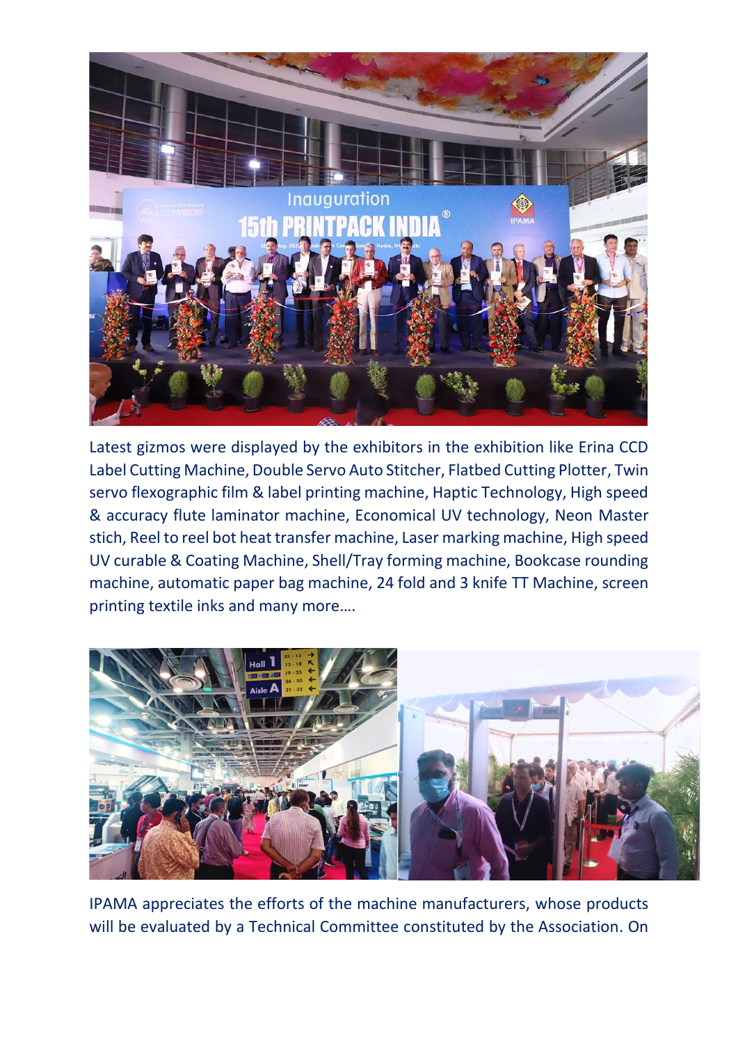Latest gizmos were displayed by the exhibitors in the exhibition like Erina CCD Label Cutting Machine, Double Servo Auto Stitcher, Flatbed Cutting Plotter, Twin servo flexographic film & label printing machine, Haptic Technology, High speed & accuracy flute laminator machine, Economical UV technology, Neon Master stich, Reel to reel bot heat transfer machine, Laser marking machine, High speed UV curable & Coating Machine, Shell/Tray forming machine, Bookcase rounding machine, automatic paper bag machine, 24 fold and 3 knife TT Machine, screen printing textile inks and many more….

IPAMA appreciates the efforts of the machine manufacturers, whose products will be evaluated by a Technical Committee constituted by the Association. On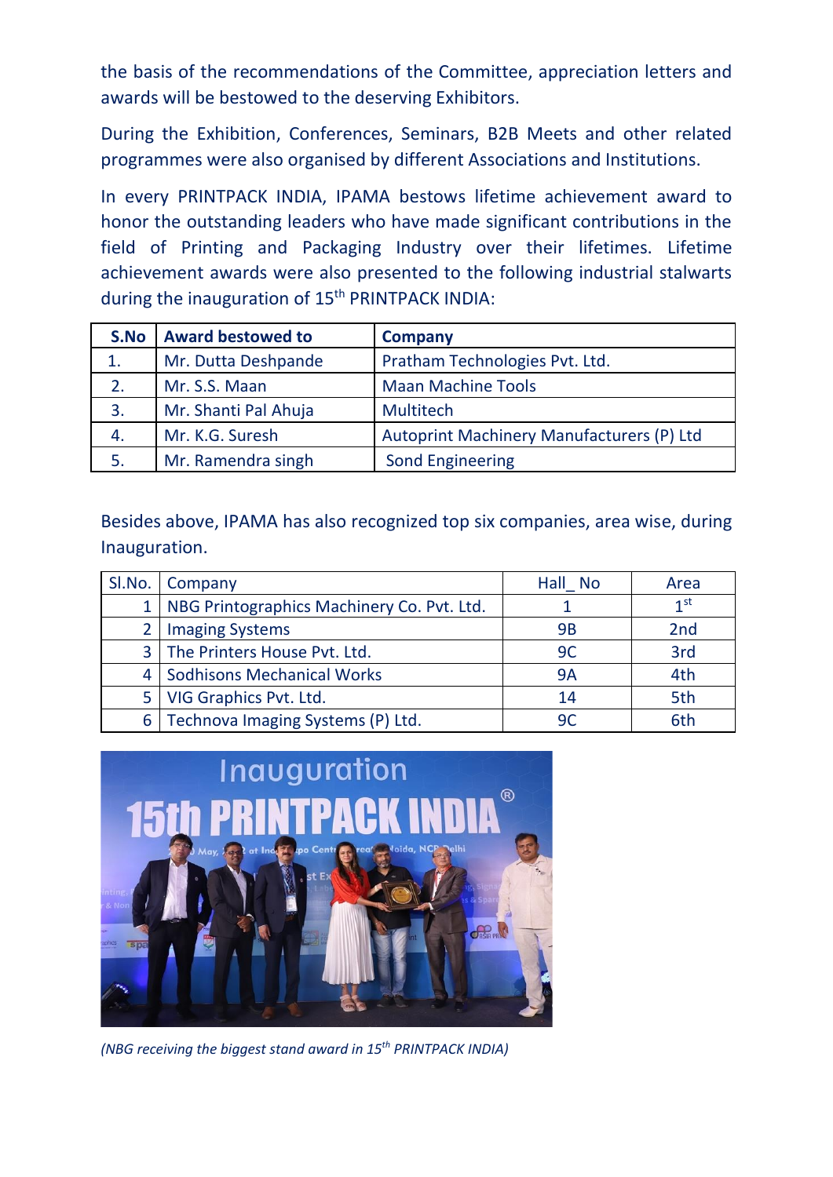the basis of the recommendations of the Committee, appreciation letters and awards will be bestowed to the deserving Exhibitors.

During the Exhibition, Conferences, Seminars, B2B Meets and other related programmes were also organised by different Associations and Institutions.

In every PRINTPACK INDIA, IPAMA bestows lifetime achievement award to honor the outstanding leaders who have made significant contributions in the field of Printing and Packaging Industry over their lifetimes. Lifetime achievement awards were also presented to the following industrial stalwarts during the inauguration of 15th PRINTPACK INDIA:

| S.No | Award bestowed to | Company |
|---|---|---|
| 1. | Mr. Dutta Deshpande | Pratham Technologies Pvt. Ltd. |
| 2. | Mr. S.S. Maan | Maan Machine Tools |
| 3. | Mr. Shanti Pal Ahuja | Multitech |
| 4. | Mr. K.G. Suresh | Autoprint Machinery Manufacturers (P) Ltd |
| 5. | Mr. Ramendra singh | Sond Engineering |

Besides above, IPAMA has also recognized top six companies, area wise, during Inauguration.

| Sl.No. | Company | Hall_ No | Area |
|---|---|---|---|
| 1 | NBG Printographics Machinery Co. Pvt. Ltd. | 1 | 1st |
| 2 | Imaging Systems | 9B | 2nd |
| 3 | The Printers House Pvt. Ltd. | 9C | 3rd |
| 4 | Sodhisons Mechanical Works | 9A | 4th |
| 5 | VIG Graphics Pvt. Ltd. | 14 | 5th |
| 6 | Technova Imaging Systems (P) Ltd. | 9C | 6th |

*(NBG receiving the biggest stand award in 15th PRINTPACK INDIA)*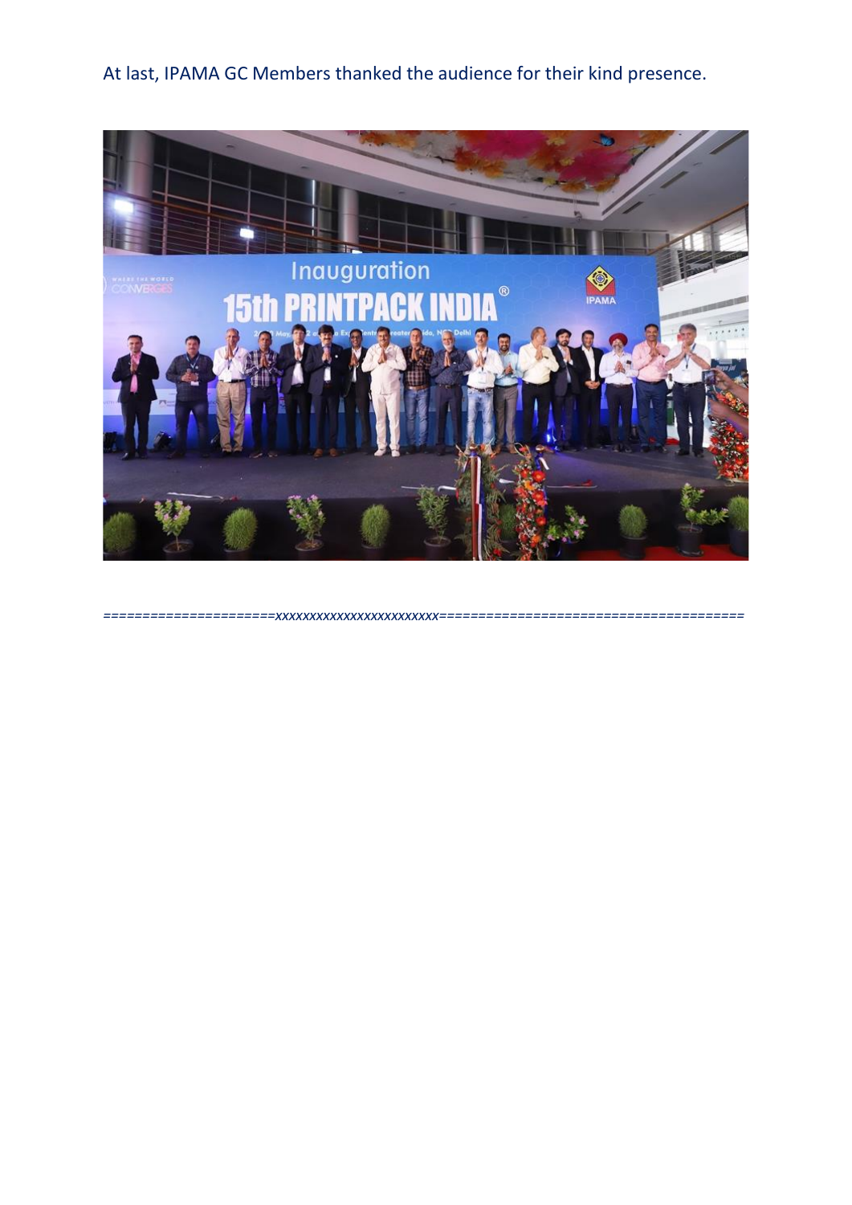At last, IPAMA GC Members thanked the audience for their kind presence.

*=====================xxxxxxxxxxxxxxxxxxxxxxxxx======================================*